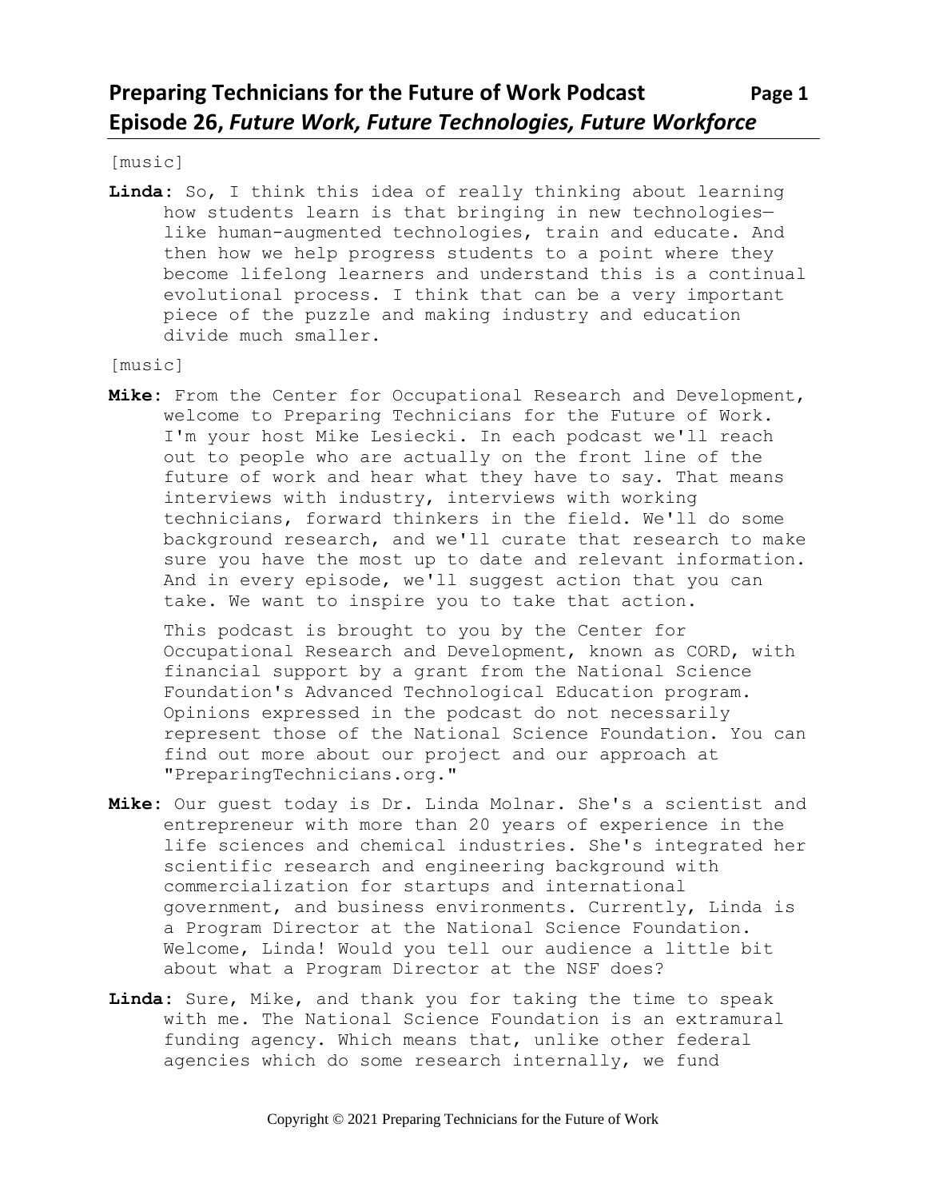# Preparing Technicians for the Future of Work Podcast
## Episode 26, *Future Work, Future Technologies, Future Workforce*

[music]

**Linda:** So, I think this idea of really thinking about learning how students learn is that bringing in new technologies—like human-augmented technologies, train and educate. And then how we help progress students to a point where they become lifelong learners and understand this is a continual evolutional process. I think that can be a very important piece of the puzzle and making industry and education divide much smaller.

[music]

**Mike:** From the Center for Occupational Research and Development, welcome to Preparing Technicians for the Future of Work. I'm your host Mike Lesiecki. In each podcast we'll reach out to people who are actually on the front line of the future of work and hear what they have to say. That means interviews with industry, interviews with working technicians, forward thinkers in the field. We'll do some background research, and we'll curate that research to make sure you have the most up to date and relevant information. And in every episode, we'll suggest action that you can take. We want to inspire you to take that action.

This podcast is brought to you by the Center for Occupational Research and Development, known as CORD, with financial support by a grant from the National Science Foundation's Advanced Technological Education program. Opinions expressed in the podcast do not necessarily represent those of the National Science Foundation. You can find out more about our project and our approach at "PreparingTechnicians.org."

**Mike:** Our guest today is Dr. Linda Molnar. She's a scientist and entrepreneur with more than 20 years of experience in the life sciences and chemical industries. She's integrated her scientific research and engineering background with commercialization for startups and international government, and business environments. Currently, Linda is a Program Director at the National Science Foundation. Welcome, Linda! Would you tell our audience a little bit about what a Program Director at the NSF does?

**Linda:** Sure, Mike, and thank you for taking the time to speak with me. The National Science Foundation is an extramural funding agency. Which means that, unlike other federal agencies which do some research internally, we fund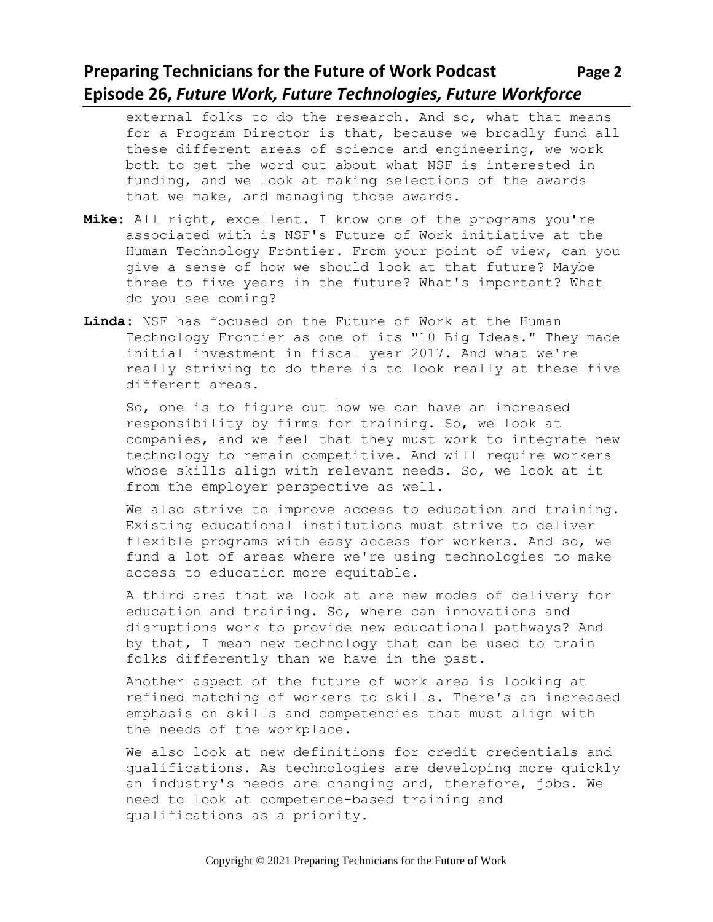external folks to do the research. And so, what that means for a Program Director is that, because we broadly fund all these different areas of science and engineering, we work both to get the word out about what NSF is interested in funding, and we look at making selections of the awards that we make, and managing those awards.

**Mike**: All right, excellent. I know one of the programs you're associated with is NSF's Future of Work initiative at the Human Technology Frontier. From your point of view, can you give a sense of how we should look at that future? Maybe three to five years in the future? What's important? What do you see coming?

**Linda**: NSF has focused on the Future of Work at the Human Technology Frontier as one of its "10 Big Ideas." They made initial investment in fiscal year 2017. And what we're really striving to do there is to look really at these five different areas.

So, one is to figure out how we can have an increased responsibility by firms for training. So, we look at companies, and we feel that they must work to integrate new technology to remain competitive. And will require workers whose skills align with relevant needs. So, we look at it from the employer perspective as well.

We also strive to improve access to education and training. Existing educational institutions must strive to deliver flexible programs with easy access for workers. And so, we fund a lot of areas where we're using technologies to make access to education more equitable.

A third area that we look at are new modes of delivery for education and training. So, where can innovations and disruptions work to provide new educational pathways? And by that, I mean new technology that can be used to train folks differently than we have in the past.

Another aspect of the future of work area is looking at refined matching of workers to skills. There's an increased emphasis on skills and competencies that must align with the needs of the workplace.

We also look at new definitions for credit credentials and qualifications. As technologies are developing more quickly an industry's needs are changing and, therefore, jobs. We need to look at competence-based training and qualifications as a priority.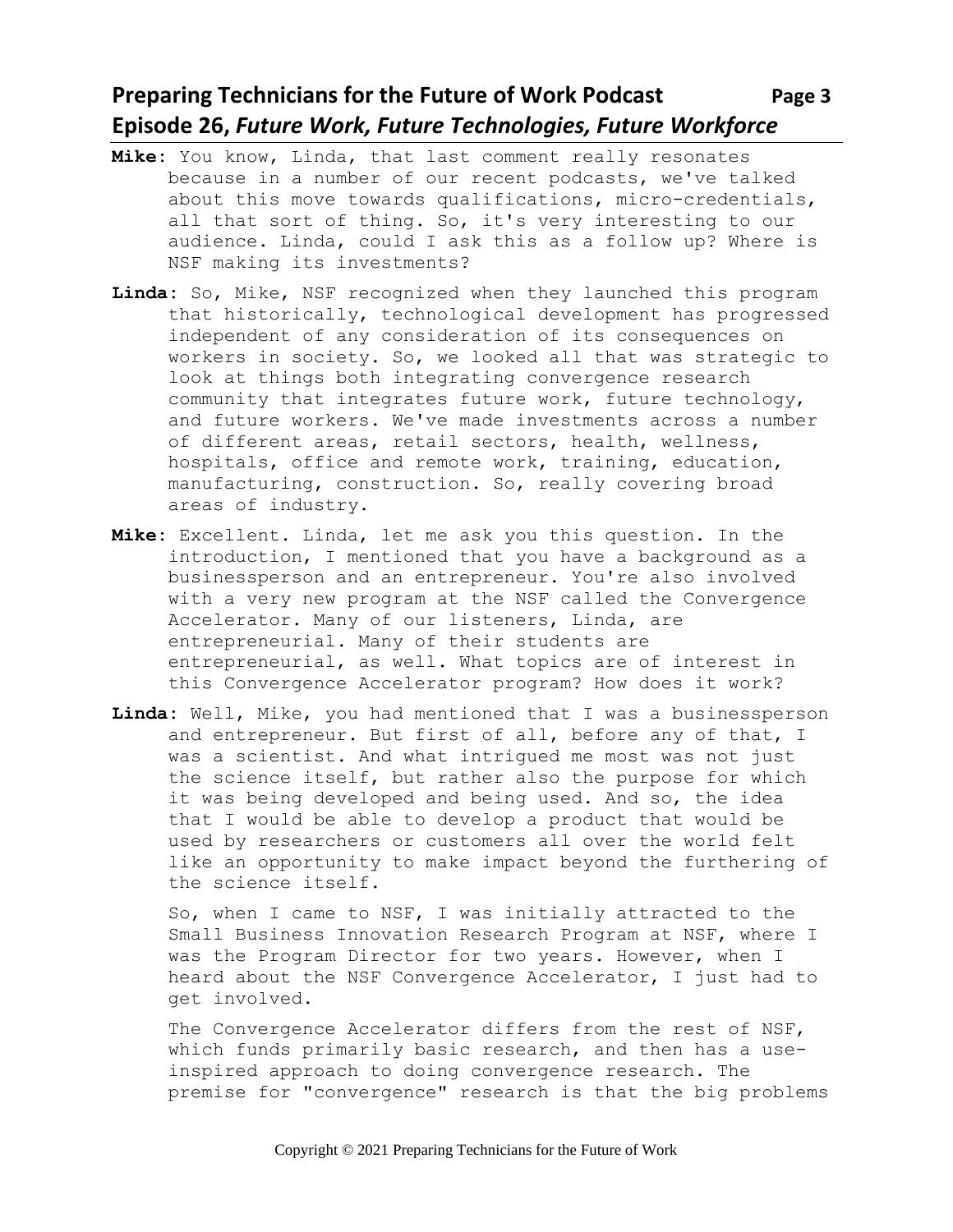**Mike**: You know, Linda, that last comment really resonates because in a number of our recent podcasts, we've talked about this move towards qualifications, micro-credentials, all that sort of thing. So, it's very interesting to our audience. Linda, could I ask this as a follow up? Where is NSF making its investments?

**Linda**: So, Mike, NSF recognized when they launched this program that historically, technological development has progressed independent of any consideration of its consequences on workers in society. So, we looked all that was strategic to look at things both integrating convergence research community that integrates future work, future technology, and future workers. We've made investments across a number of different areas, retail sectors, health, wellness, hospitals, office and remote work, training, education, manufacturing, construction. So, really covering broad areas of industry.

**Mike**: Excellent. Linda, let me ask you this question. In the introduction, I mentioned that you have a background as a businessperson and an entrepreneur. You're also involved with a very new program at the NSF called the Convergence Accelerator. Many of our listeners, Linda, are entrepreneurial. Many of their students are entrepreneurial, as well. What topics are of interest in this Convergence Accelerator program? How does it work?

**Linda**: Well, Mike, you had mentioned that I was a businessperson and entrepreneur. But first of all, before any of that, I was a scientist. And what intrigued me most was not just the science itself, but rather also the purpose for which it was being developed and being used. And so, the idea that I would be able to develop a product that would be used by researchers or customers all over the world felt like an opportunity to make impact beyond the furthering of the science itself.

So, when I came to NSF, I was initially attracted to the Small Business Innovation Research Program at NSF, where I was the Program Director for two years. However, when I heard about the NSF Convergence Accelerator, I just had to get involved.

The Convergence Accelerator differs from the rest of NSF, which funds primarily basic research, and then has a use-inspired approach to doing convergence research. The premise for "convergence" research is that the big problems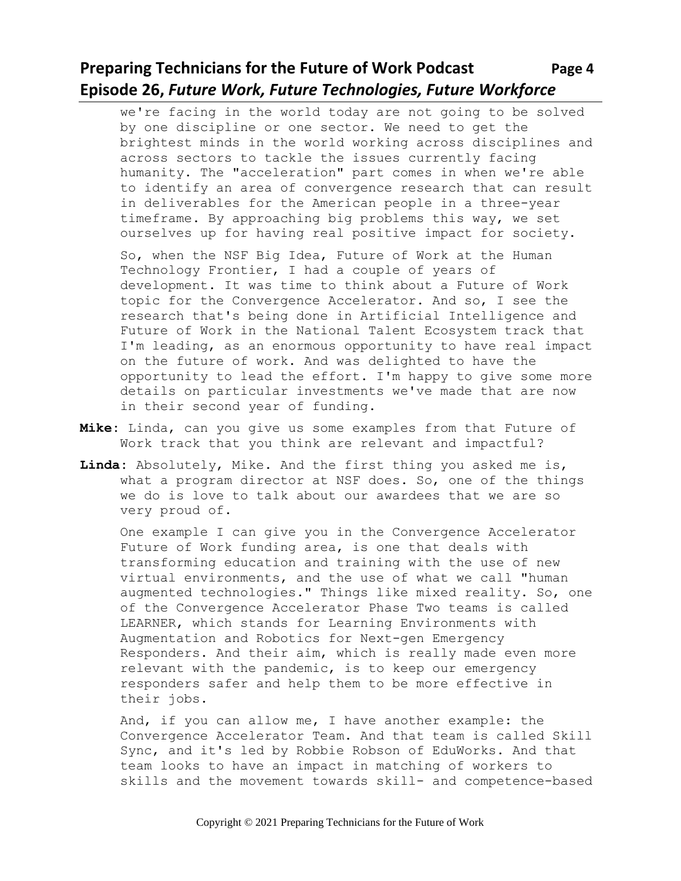we're facing in the world today are not going to be solved by one discipline or one sector. We need to get the brightest minds in the world working across disciplines and across sectors to tackle the issues currently facing humanity. The "acceleration" part comes in when we're able to identify an area of convergence research that can result in deliverables for the American people in a three-year timeframe. By approaching big problems this way, we set ourselves up for having real positive impact for society.

So, when the NSF Big Idea, Future of Work at the Human Technology Frontier, I had a couple of years of development. It was time to think about a Future of Work topic for the Convergence Accelerator. And so, I see the research that's being done in Artificial Intelligence and Future of Work in the National Talent Ecosystem track that I'm leading, as an enormous opportunity to have real impact on the future of work. And was delighted to have the opportunity to lead the effort. I'm happy to give some more details on particular investments we've made that are now in their second year of funding.

**Mike**: Linda, can you give us some examples from that Future of Work track that you think are relevant and impactful?

**Linda**: Absolutely, Mike. And the first thing you asked me is, what a program director at NSF does. So, one of the things we do is love to talk about our awardees that we are so very proud of.

One example I can give you in the Convergence Accelerator Future of Work funding area, is one that deals with transforming education and training with the use of new virtual environments, and the use of what we call "human augmented technologies." Things like mixed reality. So, one of the Convergence Accelerator Phase Two teams is called LEARNER, which stands for Learning Environments with Augmentation and Robotics for Next-gen Emergency Responders. And their aim, which is really made even more relevant with the pandemic, is to keep our emergency responders safer and help them to be more effective in their jobs.

And, if you can allow me, I have another example: the Convergence Accelerator Team. And that team is called Skill Sync, and it's led by Robbie Robson of EduWorks. And that team looks to have an impact in matching of workers to skills and the movement towards skill- and competence-based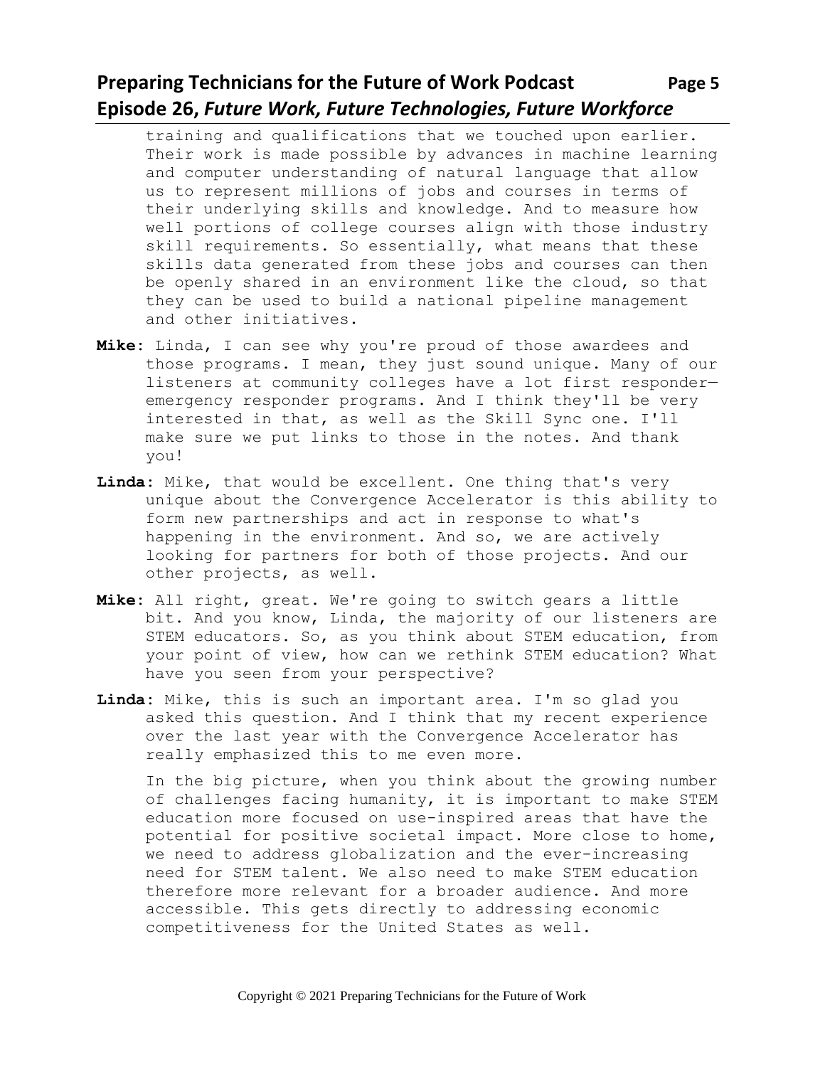training and qualifications that we touched upon earlier. Their work is made possible by advances in machine learning and computer understanding of natural language that allow us to represent millions of jobs and courses in terms of their underlying skills and knowledge. And to measure how well portions of college courses align with those industry skill requirements. So essentially, what means that these skills data generated from these jobs and courses can then be openly shared in an environment like the cloud, so that they can be used to build a national pipeline management and other initiatives.

**Mike**: Linda, I can see why you're proud of those awardees and those programs. I mean, they just sound unique. Many of our listeners at community colleges have a lot first responder—emergency responder programs. And I think they'll be very interested in that, as well as the Skill Sync one. I'll make sure we put links to those in the notes. And thank you!

**Linda**: Mike, that would be excellent. One thing that's very unique about the Convergence Accelerator is this ability to form new partnerships and act in response to what's happening in the environment. And so, we are actively looking for partners for both of those projects. And our other projects, as well.

**Mike**: All right, great. We're going to switch gears a little bit. And you know, Linda, the majority of our listeners are STEM educators. So, as you think about STEM education, from your point of view, how can we rethink STEM education? What have you seen from your perspective?

**Linda**: Mike, this is such an important area. I'm so glad you asked this question. And I think that my recent experience over the last year with the Convergence Accelerator has really emphasized this to me even more.

In the big picture, when you think about the growing number of challenges facing humanity, it is important to make STEM education more focused on use-inspired areas that have the potential for positive societal impact. More close to home, we need to address globalization and the ever-increasing need for STEM talent. We also need to make STEM education therefore more relevant for a broader audience. And more accessible. This gets directly to addressing economic competitiveness for the United States as well.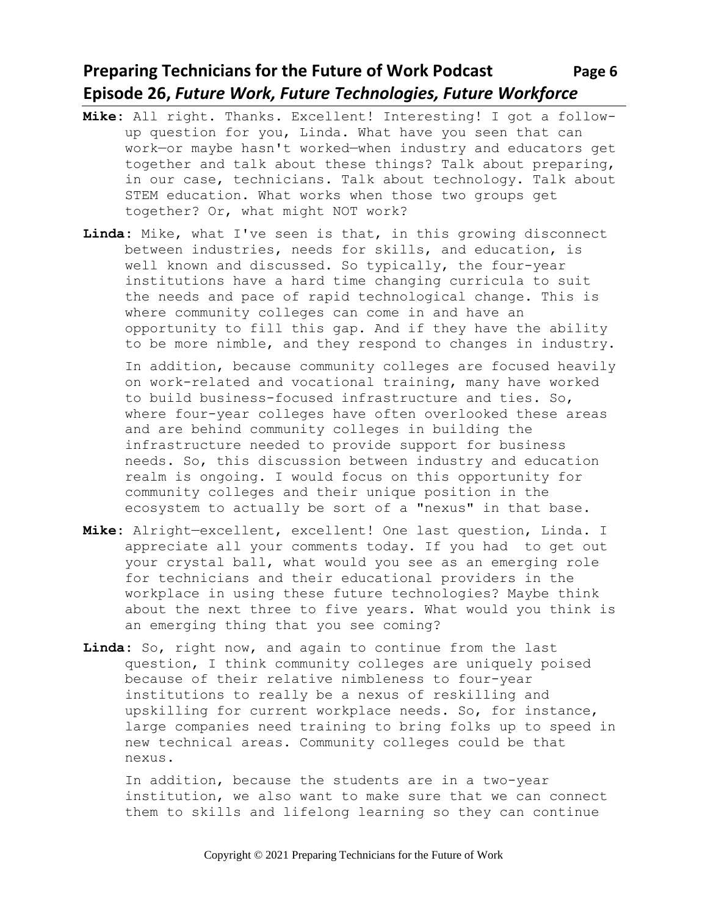**Mike**: All right. Thanks. Excellent! Interesting! I got a follow-up question for you, Linda. What have you seen that can work—or maybe hasn't worked—when industry and educators get together and talk about these things? Talk about preparing, in our case, technicians. Talk about technology. Talk about STEM education. What works when those two groups get together? Or, what might NOT work?

**Linda**: Mike, what I've seen is that, in this growing disconnect between industries, needs for skills, and education, is well known and discussed. So typically, the four-year institutions have a hard time changing curricula to suit the needs and pace of rapid technological change. This is where community colleges can come in and have an opportunity to fill this gap. And if they have the ability to be more nimble, and they respond to changes in industry.

In addition, because community colleges are focused heavily on work-related and vocational training, many have worked to build business-focused infrastructure and ties. So, where four-year colleges have often overlooked these areas and are behind community colleges in building the infrastructure needed to provide support for business needs. So, this discussion between industry and education realm is ongoing. I would focus on this opportunity for community colleges and their unique position in the ecosystem to actually be sort of a "nexus" in that base.

**Mike**: Alright—excellent, excellent! One last question, Linda. I appreciate all your comments today. If you had to get out your crystal ball, what would you see as an emerging role for technicians and their educational providers in the workplace in using these future technologies? Maybe think about the next three to five years. What would you think is an emerging thing that you see coming?

**Linda**: So, right now, and again to continue from the last question, I think community colleges are uniquely poised because of their relative nimbleness to four-year institutions to really be a nexus of reskilling and upskilling for current workplace needs. So, for instance, large companies need training to bring folks up to speed in new technical areas. Community colleges could be that nexus.

In addition, because the students are in a two-year institution, we also want to make sure that we can connect them to skills and lifelong learning so they can continue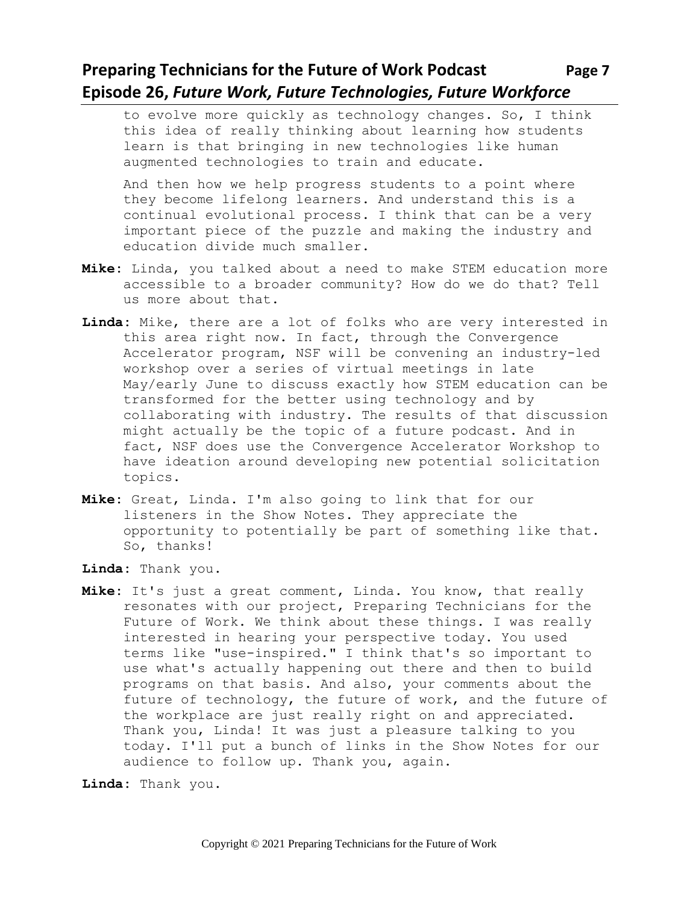to evolve more quickly as technology changes. So, I think this idea of really thinking about learning how students learn is that bringing in new technologies like human augmented technologies to train and educate.

And then how we help progress students to a point where they become lifelong learners. And understand this is a continual evolutional process. I think that can be a very important piece of the puzzle and making the industry and education divide much smaller.

**Mike**: Linda, you talked about a need to make STEM education more accessible to a broader community? How do we do that? Tell us more about that.

**Linda**: Mike, there are a lot of folks who are very interested in this area right now. In fact, through the Convergence Accelerator program, NSF will be convening an industry-led workshop over a series of virtual meetings in late May/early June to discuss exactly how STEM education can be transformed for the better using technology and by collaborating with industry. The results of that discussion might actually be the topic of a future podcast. And in fact, NSF does use the Convergence Accelerator Workshop to have ideation around developing new potential solicitation topics.

**Mike**: Great, Linda. I'm also going to link that for our listeners in the Show Notes. They appreciate the opportunity to potentially be part of something like that. So, thanks!

**Linda**: Thank you.

**Mike**: It's just a great comment, Linda. You know, that really resonates with our project, Preparing Technicians for the Future of Work. We think about these things. I was really interested in hearing your perspective today. You used terms like "use-inspired." I think that's so important to use what's actually happening out there and then to build programs on that basis. And also, your comments about the future of technology, the future of work, and the future of the workplace are just really right on and appreciated. Thank you, Linda! It was just a pleasure talking to you today. I'll put a bunch of links in the Show Notes for our audience to follow up. Thank you, again.

**Linda**: Thank you.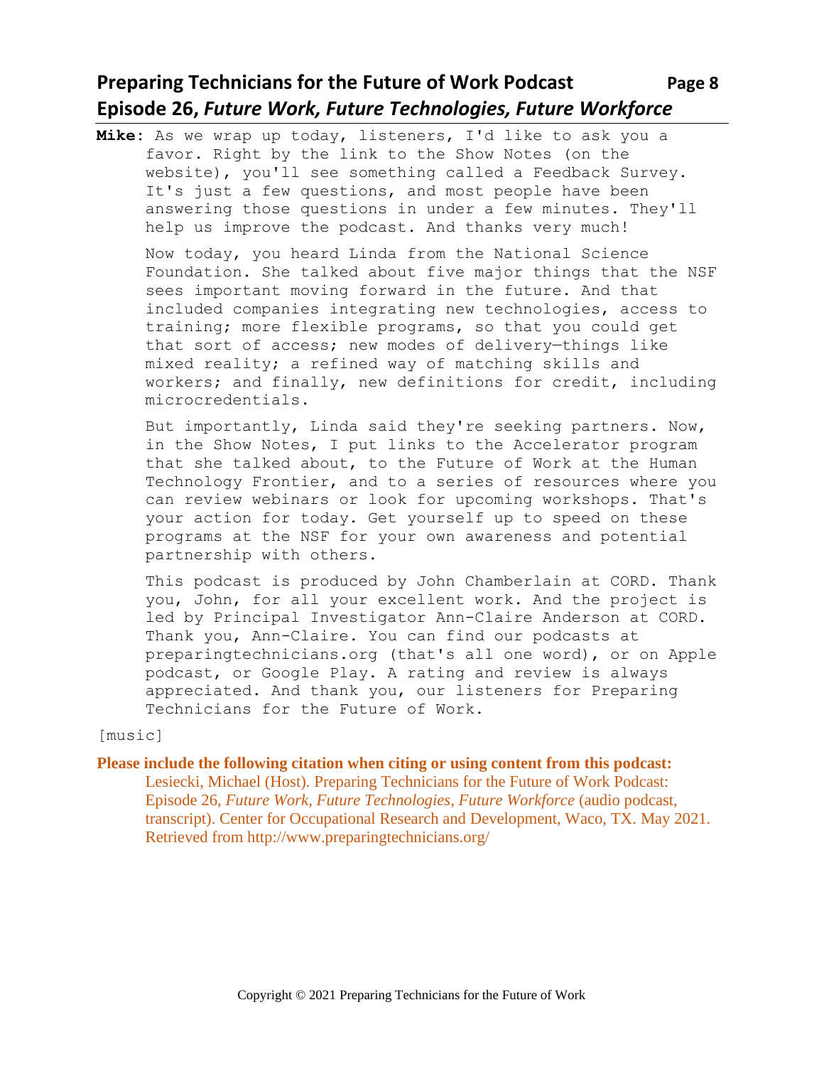**Mike**: As we wrap up today, listeners, I'd like to ask you a favor. Right by the link to the Show Notes (on the website), you'll see something called a Feedback Survey. It's just a few questions, and most people have been answering those questions in under a few minutes. They'll help us improve the podcast. And thanks very much!

Now today, you heard Linda from the National Science Foundation. She talked about five major things that the NSF sees important moving forward in the future. And that included companies integrating new technologies, access to training; more flexible programs, so that you could get that sort of access; new modes of delivery—things like mixed reality; a refined way of matching skills and workers; and finally, new definitions for credit, including microcredentials.

But importantly, Linda said they're seeking partners. Now, in the Show Notes, I put links to the Accelerator program that she talked about, to the Future of Work at the Human Technology Frontier, and to a series of resources where you can review webinars or look for upcoming workshops. That's your action for today. Get yourself up to speed on these programs at the NSF for your own awareness and potential partnership with others.

This podcast is produced by John Chamberlain at CORD. Thank you, John, for all your excellent work. And the project is led by Principal Investigator Ann-Claire Anderson at CORD. Thank you, Ann-Claire. You can find our podcasts at preparingtechnicians.org (that's all one word), or on Apple podcast, or Google Play. A rating and review is always appreciated. And thank you, our listeners for Preparing Technicians for the Future of Work.

[music]

**Please include the following citation when citing or using content from this podcast:**

Lesiecki, Michael (Host). Preparing Technicians for the Future of Work Podcast: Episode 26, *Future Work, Future Technologies, Future Workforce* (audio podcast, transcript). Center for Occupational Research and Development, Waco, TX. May 2021. Retrieved from http://www.preparingtechnicians.org/

Copyright © 2021 Preparing Technicians for the Future of Work